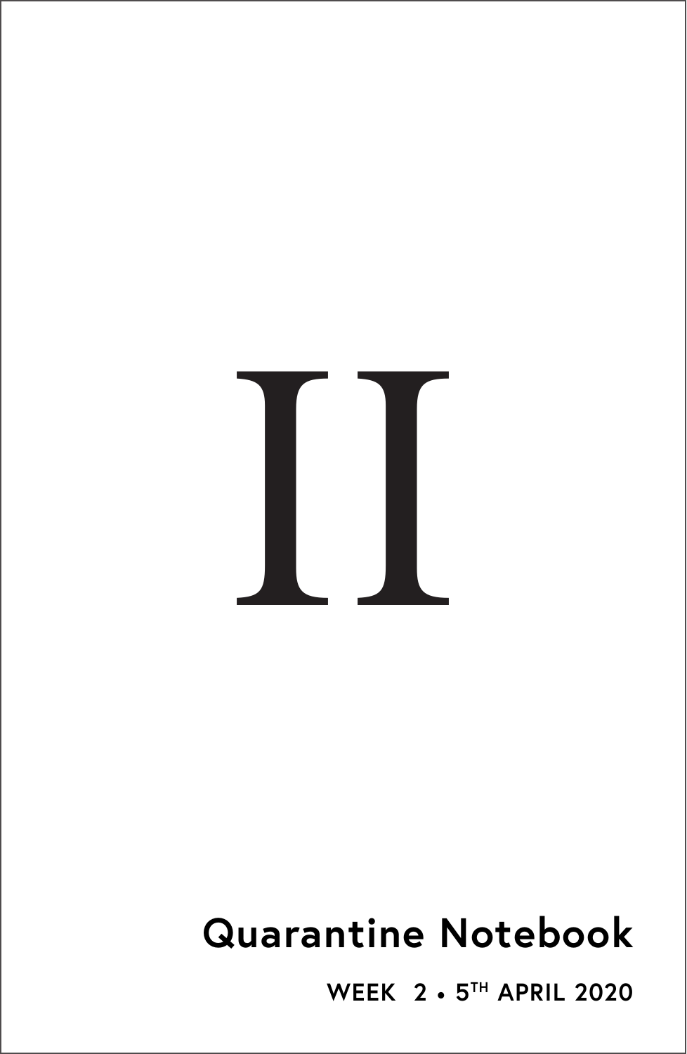# II

## Quarantine Notebook

WEEK 2 • 5TH APRIL 2020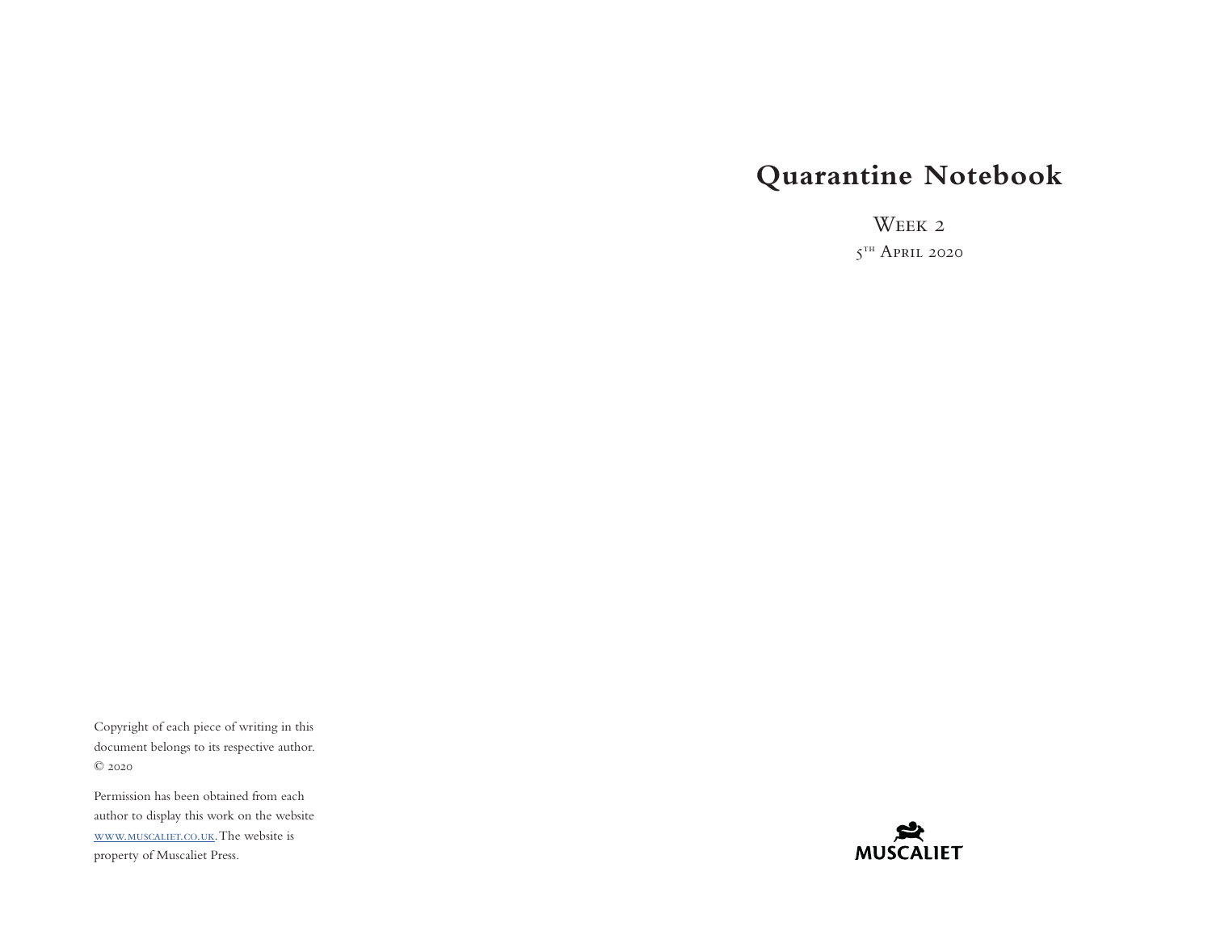Copyright of each piece of writing in this document belongs to its respective author. © 2020

Permission has been obtained from each author to display this work on the website www.muscaliet.co.uk. The website is property of Muscaliet Press.

# Quarantine Notebook

Week 2

5th April 2020

MUSCALIET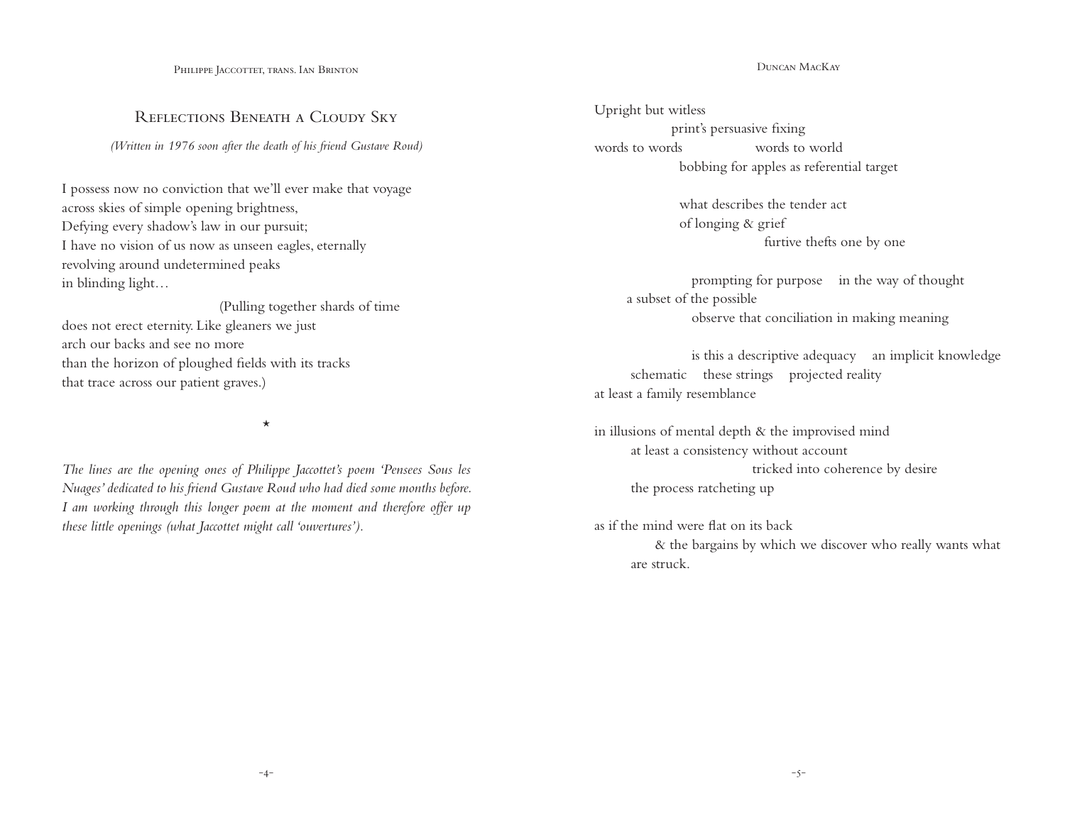## Philippe Jaccottet, trans. Ian Brinton

### Reflections Beneath a Cloudy Sky

*(Written in 1976 soon after the death of his friend Gustave Roud)*

I possess now no conviction that we'll ever make that voyage  
across skies of simple opening brightness,  
Defying every shadow's law in our pursuit;  
I have no vision of us now as unseen eagles, eternally  
revolving around undetermined peaks  
in blinding light…

                                        (Pulling together shards of time  
does not erect eternity. Like gleaners we just  
arch our backs and see no more  
than the horizon of ploughed fields with its tracks  
that trace across our patient graves.)

⋆

*The lines are the opening ones of Philippe Jaccottet's poem 'Pensees Sous les Nuages' dedicated to his friend Gustave Roud who had died some months before. I am working through this longer poem at the moment and therefore offer up these little openings (what Jaccottet might call 'ouvertures').*

## Duncan MacKay

Upright but witless  
              print's persuasive fixing  
words to words              words to world  
                bobbing for apples as referential target

                what describes the tender act  
                of longing & grief  
                                furtive thefts one by one

                  prompting for purpose   in the way of thought  
      a subset of the possible  
                  observe that conciliation in making meaning

                  is this a descriptive adequacy   an implicit knowledge  
       schematic   these strings   projected reality  
at least a family resemblance

in illusions of mental depth & the improvised mind  
       at least a consistency without account  
                              tricked into coherence by desire  
       the process ratcheting up

as if the mind were flat on its back  
          & the bargains by which we discover who really wants what  
       are struck.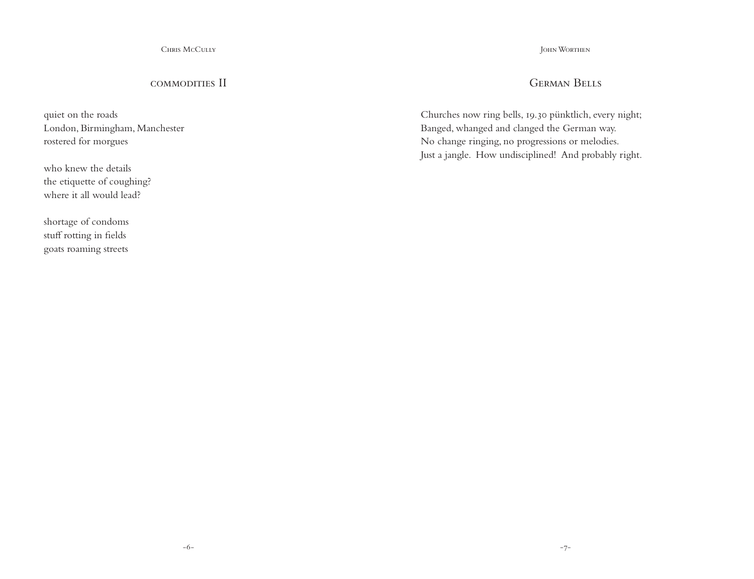Chris McCully

## commodities II

quiet on the roads
London, Birmingham, Manchester
rostered for morgues

who knew the details
the etiquette of coughing?
where it all would lead?

shortage of condoms
stuff rotting in fields
goats roaming streets

John Worthen

## German Bells

Churches now ring bells, 19.30 pünktlich, every night;
Banged, whanged and clanged the German way.
No change ringing, no progressions or melodies.
Just a jangle. How undisciplined! And probably right.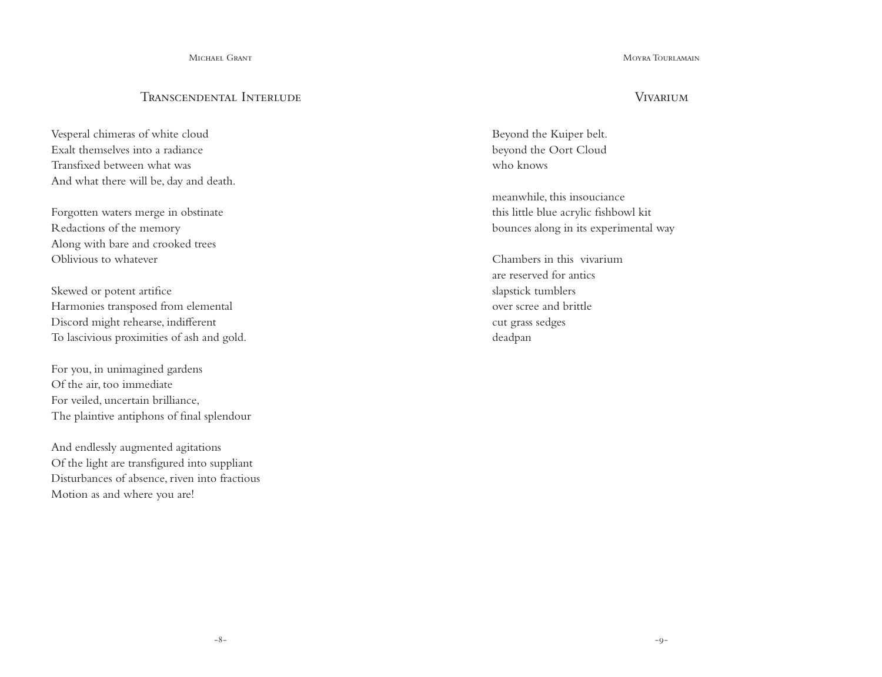Michael Grant

## Transcendental Interlude

Vesperal chimeras of white cloud  
Exalt themselves into a radiance  
Transfixed between what was  
And what there will be, day and death.

Forgotten waters merge in obstinate  
Redactions of the memory  
Along with bare and crooked trees  
Oblivious to whatever

Skewed or potent artifice  
Harmonies transposed from elemental  
Discord might rehearse, indifferent  
To lascivious proximities of ash and gold.

For you, in unimagined gardens  
Of the air, too immediate  
For veiled, uncertain brilliance,  
The plaintive antiphons of final splendour

And endlessly augmented agitations  
Of the light are transfigured into suppliant  
Disturbances of absence, riven into fractious  
Motion as and where you are!

Moyra Tourlamain

## Vivarium

Beyond the Kuiper belt.  
beyond the Oort Cloud  
who knows

meanwhile, this insouciance  
this little blue acrylic fishbowl kit  
bounces along in its experimental way

Chambers in this  vivarium  
are reserved for antics  
slapstick tumblers  
over scree and brittle  
cut grass sedges  
deadpan